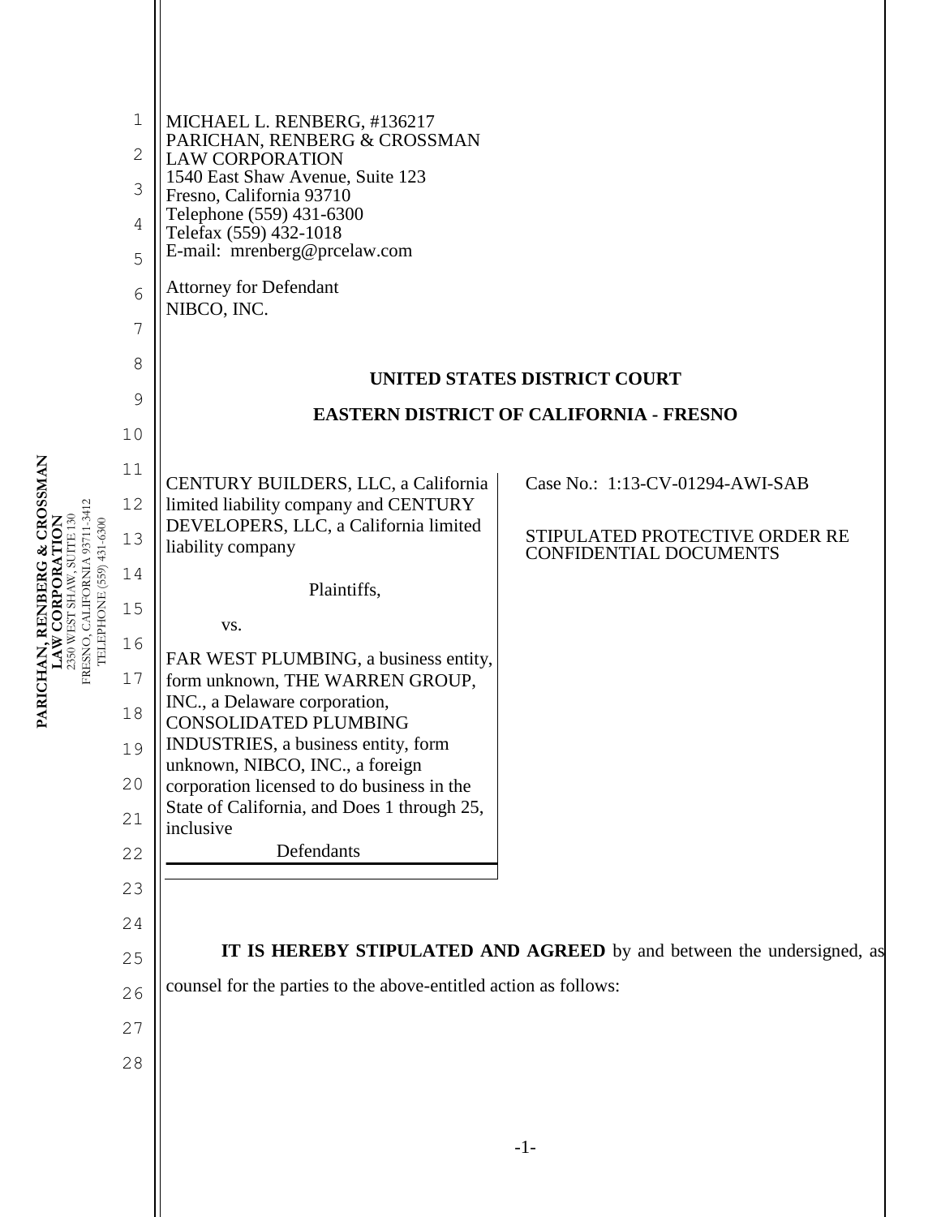MICHAEL L. RENBERG, #136217
PARICHAN, RENBERG & CROSSMAN
LAW CORPORATION
1540 East Shaw Avenue, Suite 123
Fresno, California 93710
Telephone (559) 431-6300
Telefax (559) 432-1018
E-mail: mrenberg@prcelaw.com

Attorney for Defendant
NIBCO, INC.

**UNITED STATES DISTRICT COURT**

**EASTERN DISTRICT OF CALIFORNIA - FRESNO**

CENTURY BUILDERS, LLC, a California limited liability company and CENTURY DEVELOPERS, LLC, a California limited liability company

Plaintiffs,

vs.

FAR WEST PLUMBING, a business entity, form unknown, THE WARREN GROUP, INC., a Delaware corporation, CONSOLIDATED PLUMBING INDUSTRIES, a business entity, form unknown, NIBCO, INC., a foreign corporation licensed to do business in the State of California, and Does 1 through 25, inclusive

Defendants

Case No.: 1:13-CV-01294-AWI-SAB

STIPULATED PROTECTIVE ORDER RE CONFIDENTIAL DOCUMENTS

**IT IS HEREBY STIPULATED AND AGREED** by and between the undersigned, as counsel for the parties to the above-entitled action as follows: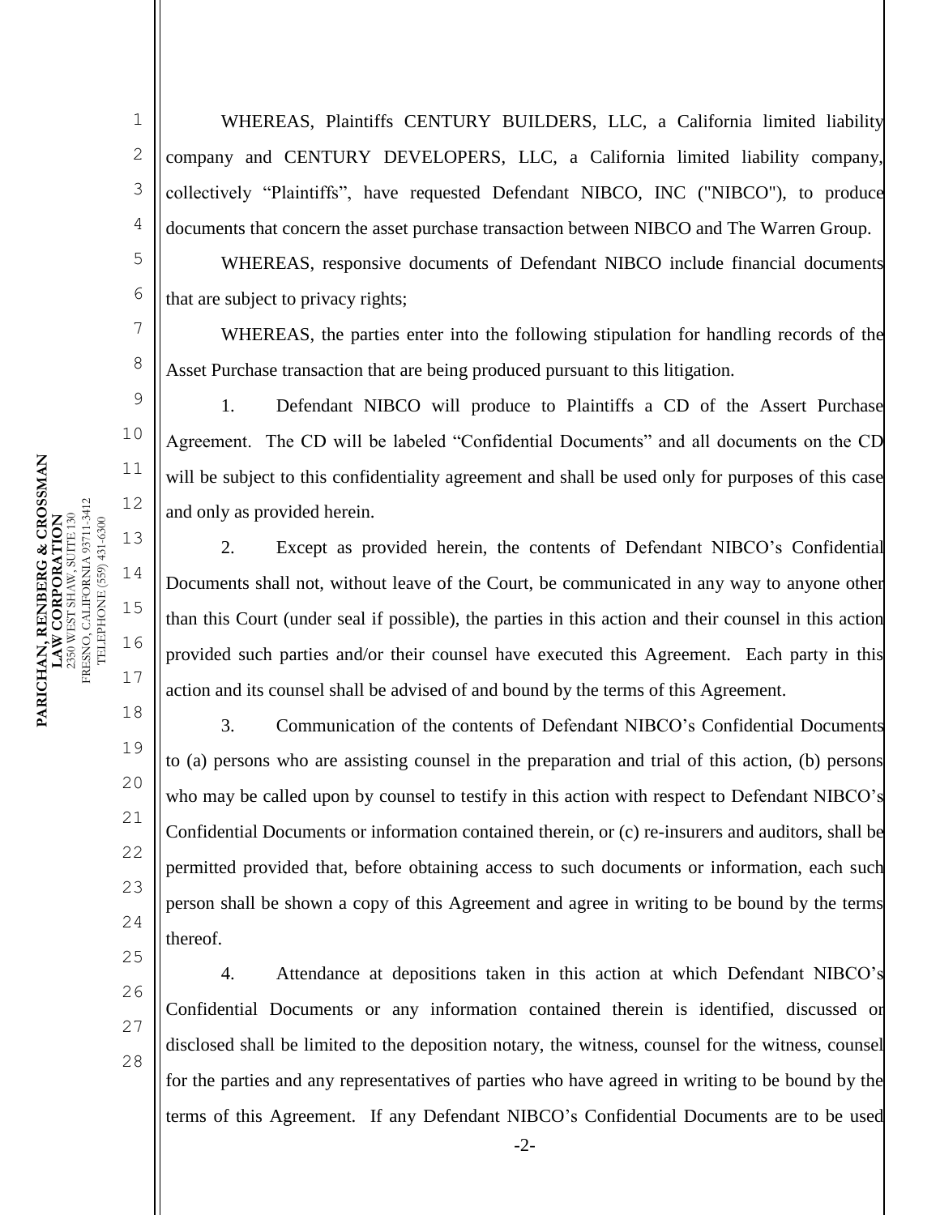WHEREAS, Plaintiffs CENTURY BUILDERS, LLC, a California limited liability company and CENTURY DEVELOPERS, LLC, a California limited liability company, collectively "Plaintiffs", have requested Defendant NIBCO, INC ("NIBCO"), to produce documents that concern the asset purchase transaction between NIBCO and The Warren Group.

WHEREAS, responsive documents of Defendant NIBCO include financial documents that are subject to privacy rights;

WHEREAS, the parties enter into the following stipulation for handling records of the Asset Purchase transaction that are being produced pursuant to this litigation.

1. Defendant NIBCO will produce to Plaintiffs a CD of the Assert Purchase Agreement. The CD will be labeled "Confidential Documents" and all documents on the CD will be subject to this confidentiality agreement and shall be used only for purposes of this case and only as provided herein.

2. Except as provided herein, the contents of Defendant NIBCO's Confidential Documents shall not, without leave of the Court, be communicated in any way to anyone other than this Court (under seal if possible), the parties in this action and their counsel in this action provided such parties and/or their counsel have executed this Agreement. Each party in this action and its counsel shall be advised of and bound by the terms of this Agreement.

3. Communication of the contents of Defendant NIBCO's Confidential Documents to (a) persons who are assisting counsel in the preparation and trial of this action, (b) persons who may be called upon by counsel to testify in this action with respect to Defendant NIBCO's Confidential Documents or information contained therein, or (c) re-insurers and auditors, shall be permitted provided that, before obtaining access to such documents or information, each such person shall be shown a copy of this Agreement and agree in writing to be bound by the terms thereof.

4. Attendance at depositions taken in this action at which Defendant NIBCO's Confidential Documents or any information contained therein is identified, discussed or disclosed shall be limited to the deposition notary, the witness, counsel for the witness, counsel for the parties and any representatives of parties who have agreed in writing to be bound by the terms of this Agreement. If any Defendant NIBCO's Confidential Documents are to be used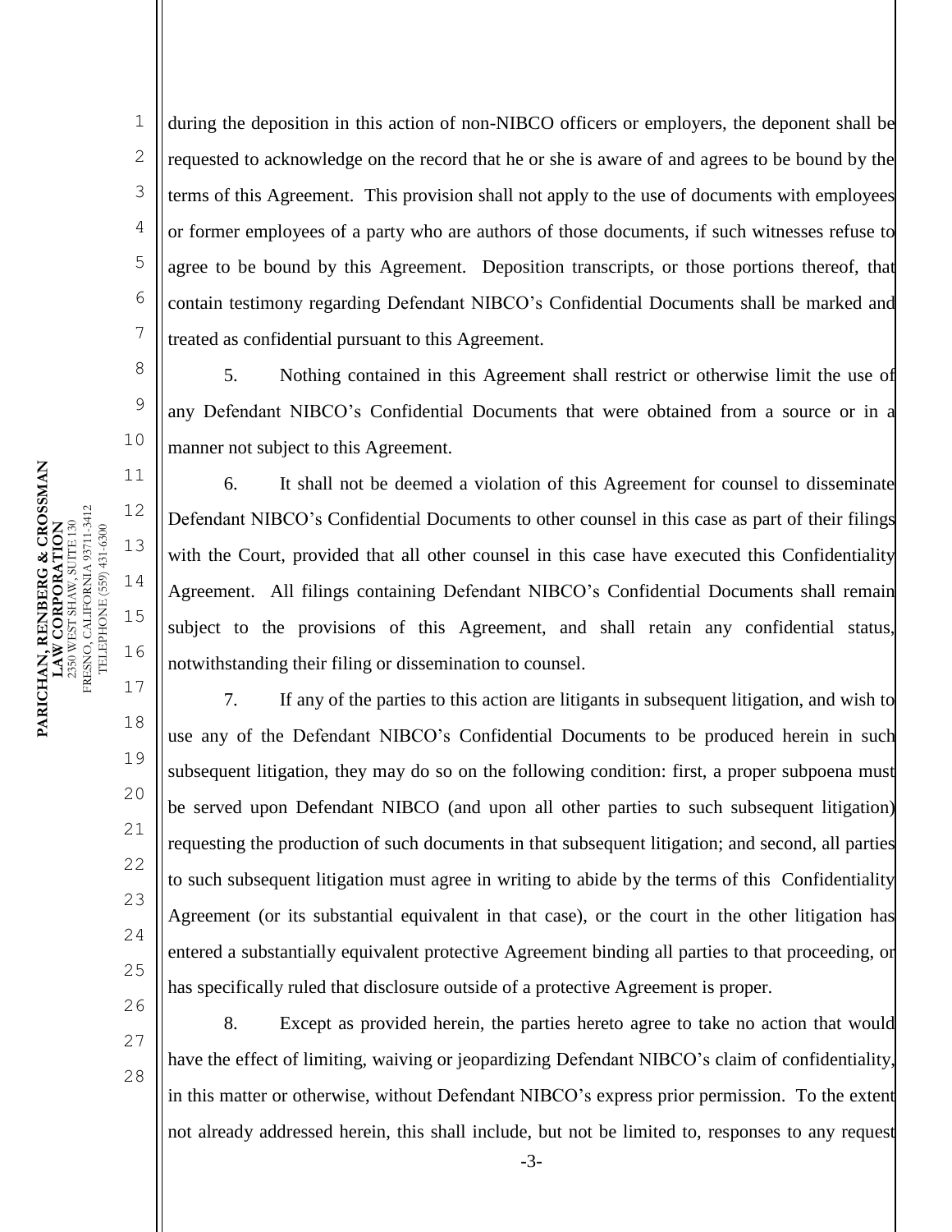during the deposition in this action of non-NIBCO officers or employers, the deponent shall be requested to acknowledge on the record that he or she is aware of and agrees to be bound by the terms of this Agreement. This provision shall not apply to the use of documents with employees or former employees of a party who are authors of those documents, if such witnesses refuse to agree to be bound by this Agreement. Deposition transcripts, or those portions thereof, that contain testimony regarding Defendant NIBCO's Confidential Documents shall be marked and treated as confidential pursuant to this Agreement.

5. Nothing contained in this Agreement shall restrict or otherwise limit the use of any Defendant NIBCO's Confidential Documents that were obtained from a source or in a manner not subject to this Agreement.

6. It shall not be deemed a violation of this Agreement for counsel to disseminate Defendant NIBCO's Confidential Documents to other counsel in this case as part of their filings with the Court, provided that all other counsel in this case have executed this Confidentiality Agreement. All filings containing Defendant NIBCO's Confidential Documents shall remain subject to the provisions of this Agreement, and shall retain any confidential status, notwithstanding their filing or dissemination to counsel.

7. If any of the parties to this action are litigants in subsequent litigation, and wish to use any of the Defendant NIBCO's Confidential Documents to be produced herein in such subsequent litigation, they may do so on the following condition: first, a proper subpoena must be served upon Defendant NIBCO (and upon all other parties to such subsequent litigation) requesting the production of such documents in that subsequent litigation; and second, all parties to such subsequent litigation must agree in writing to abide by the terms of this Confidentiality Agreement (or its substantial equivalent in that case), or the court in the other litigation has entered a substantially equivalent protective Agreement binding all parties to that proceeding, or has specifically ruled that disclosure outside of a protective Agreement is proper.

8. Except as provided herein, the parties hereto agree to take no action that would have the effect of limiting, waiving or jeopardizing Defendant NIBCO's claim of confidentiality, in this matter or otherwise, without Defendant NIBCO's express prior permission. To the extent not already addressed herein, this shall include, but not be limited to, responses to any request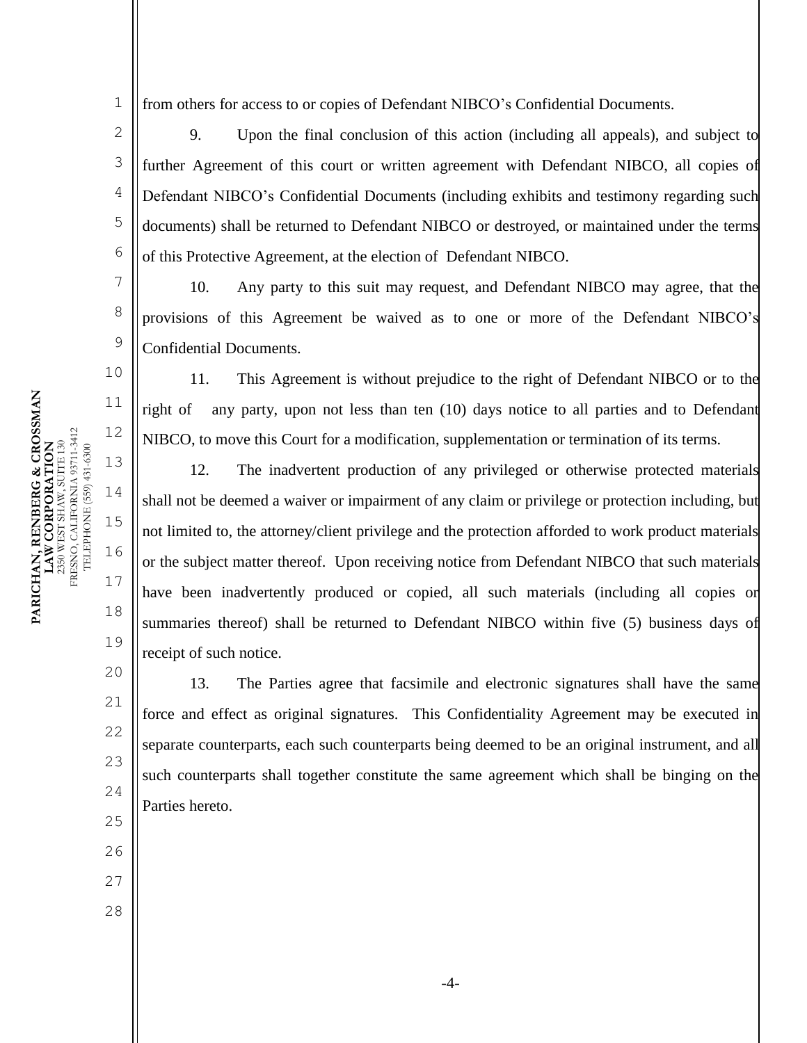from others for access to or copies of Defendant NIBCO's Confidential Documents.

9. Upon the final conclusion of this action (including all appeals), and subject to further Agreement of this court or written agreement with Defendant NIBCO, all copies of Defendant NIBCO's Confidential Documents (including exhibits and testimony regarding such documents) shall be returned to Defendant NIBCO or destroyed, or maintained under the terms of this Protective Agreement, at the election of Defendant NIBCO.

10. Any party to this suit may request, and Defendant NIBCO may agree, that the provisions of this Agreement be waived as to one or more of the Defendant NIBCO's Confidential Documents.

11. This Agreement is without prejudice to the right of Defendant NIBCO or to the right of any party, upon not less than ten (10) days notice to all parties and to Defendant NIBCO, to move this Court for a modification, supplementation or termination of its terms.

12. The inadvertent production of any privileged or otherwise protected materials shall not be deemed a waiver or impairment of any claim or privilege or protection including, but not limited to, the attorney/client privilege and the protection afforded to work product materials or the subject matter thereof. Upon receiving notice from Defendant NIBCO that such materials have been inadvertently produced or copied, all such materials (including all copies or summaries thereof) shall be returned to Defendant NIBCO within five (5) business days of receipt of such notice.

13. The Parties agree that facsimile and electronic signatures shall have the same force and effect as original signatures. This Confidentiality Agreement may be executed in separate counterparts, each such counterparts being deemed to be an original instrument, and all such counterparts shall together constitute the same agreement which shall be binging on the Parties hereto.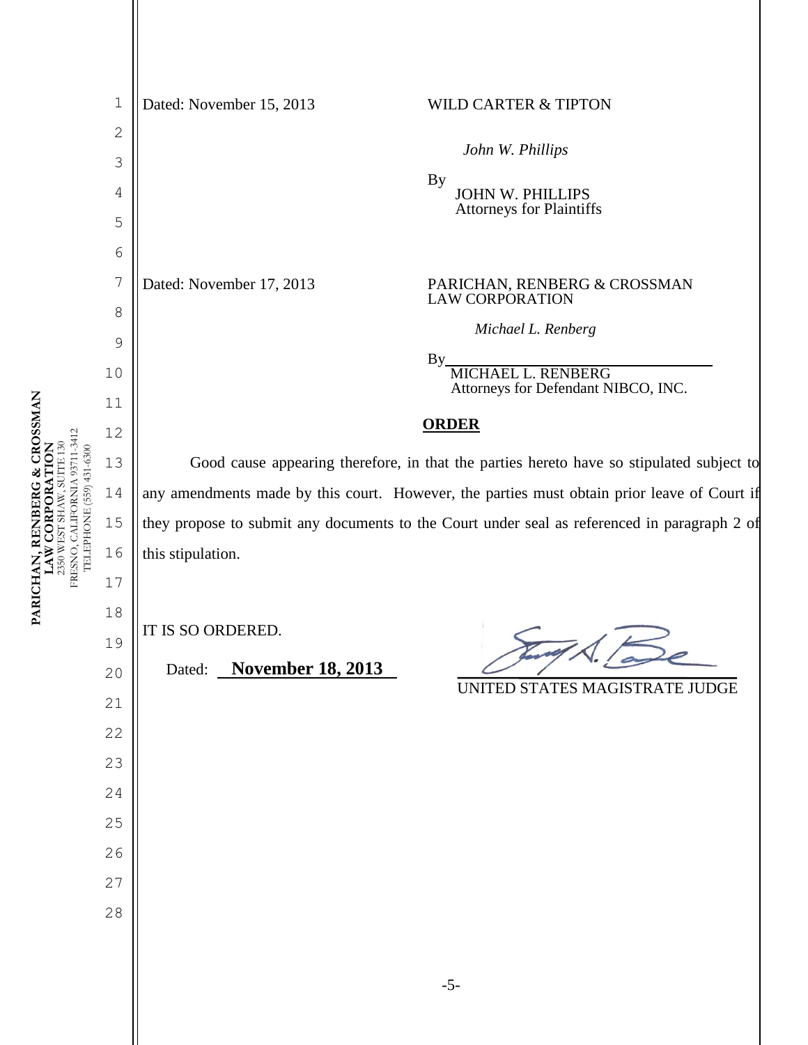Dated: November 15, 2013

WILD CARTER & TIPTON

*John W. Phillips*

By
JOHN W. PHILLIPS
Attorneys for Plaintiffs

Dated: November 17, 2013

PARICHAN, RENBERG & CROSSMAN
LAW CORPORATION

*Michael L. Renberg*

By
MICHAEL L. RENBERG
Attorneys for Defendant NIBCO, INC.

## ORDER

Good cause appearing therefore, in that the parties hereto have so stipulated subject to any amendments made by this court. However, the parties must obtain prior leave of Court if they propose to submit any documents to the Court under seal as referenced in paragraph 2 of this stipulation.

IT IS SO ORDERED.

Dated: **November 18, 2013**

UNITED STATES MAGISTRATE JUDGE